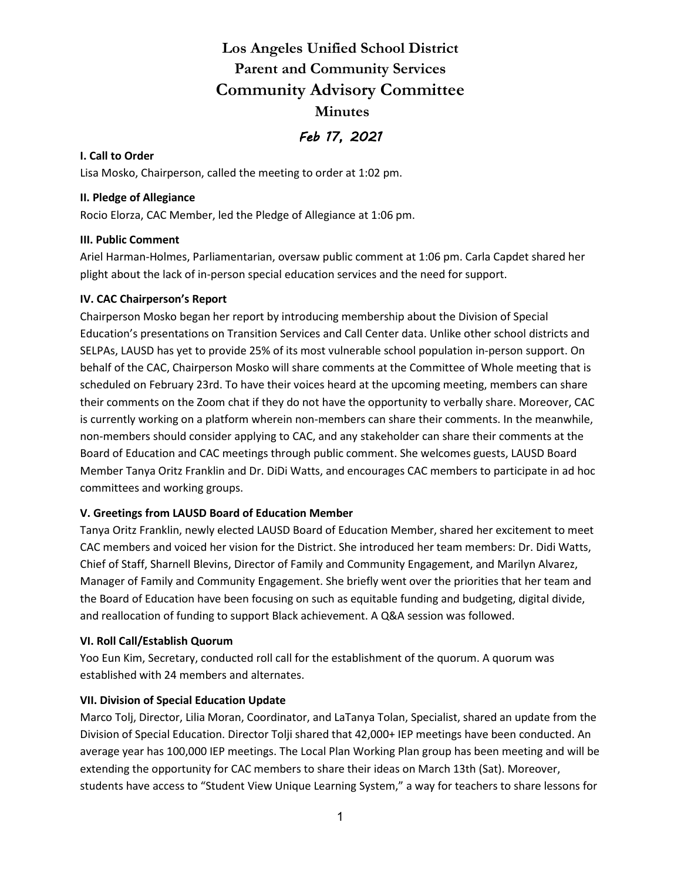# Los Angeles Unified School District
# Parent and Community Services
# Community Advisory Committee
## Minutes

### *Feb 17, 2021*

**I. Call to Order**

Lisa Mosko, Chairperson, called the meeting to order at 1:02 pm.

**II. Pledge of Allegiance**

Rocio Elorza, CAC Member, led the Pledge of Allegiance at 1:06 pm.

**III. Public Comment**

Ariel Harman-Holmes, Parliamentarian, oversaw public comment at 1:06 pm. Carla Capdet shared her plight about the lack of in-person special education services and the need for support.

**IV. CAC Chairperson's Report**

Chairperson Mosko began her report by introducing membership about the Division of Special Education's presentations on Transition Services and Call Center data. Unlike other school districts and SELPAs, LAUSD has yet to provide 25% of its most vulnerable school population in-person support. On behalf of the CAC, Chairperson Mosko will share comments at the Committee of Whole meeting that is scheduled on February 23rd. To have their voices heard at the upcoming meeting, members can share their comments on the Zoom chat if they do not have the opportunity to verbally share. Moreover, CAC is currently working on a platform wherein non-members can share their comments. In the meanwhile, non-members should consider applying to CAC, and any stakeholder can share their comments at the Board of Education and CAC meetings through public comment. She welcomes guests, LAUSD Board Member Tanya Oritz Franklin and Dr. DiDi Watts, and encourages CAC members to participate in ad hoc committees and working groups.

**V. Greetings from LAUSD Board of Education Member**

Tanya Oritz Franklin, newly elected LAUSD Board of Education Member, shared her excitement to meet CAC members and voiced her vision for the District. She introduced her team members: Dr. Didi Watts, Chief of Staff, Sharnell Blevins, Director of Family and Community Engagement, and Marilyn Alvarez, Manager of Family and Community Engagement. She briefly went over the priorities that her team and the Board of Education have been focusing on such as equitable funding and budgeting, digital divide, and reallocation of funding to support Black achievement. A Q&A session was followed.

**VI. Roll Call/Establish Quorum**

Yoo Eun Kim, Secretary, conducted roll call for the establishment of the quorum. A quorum was established with 24 members and alternates.

**VII. Division of Special Education Update**

Marco Tolj, Director, Lilia Moran, Coordinator, and LaTanya Tolan, Specialist, shared an update from the Division of Special Education. Director Tolji shared that 42,000+ IEP meetings have been conducted. An average year has 100,000 IEP meetings. The Local Plan Working Plan group has been meeting and will be extending the opportunity for CAC members to share their ideas on March 13th (Sat). Moreover, students have access to "Student View Unique Learning System," a way for teachers to share lessons for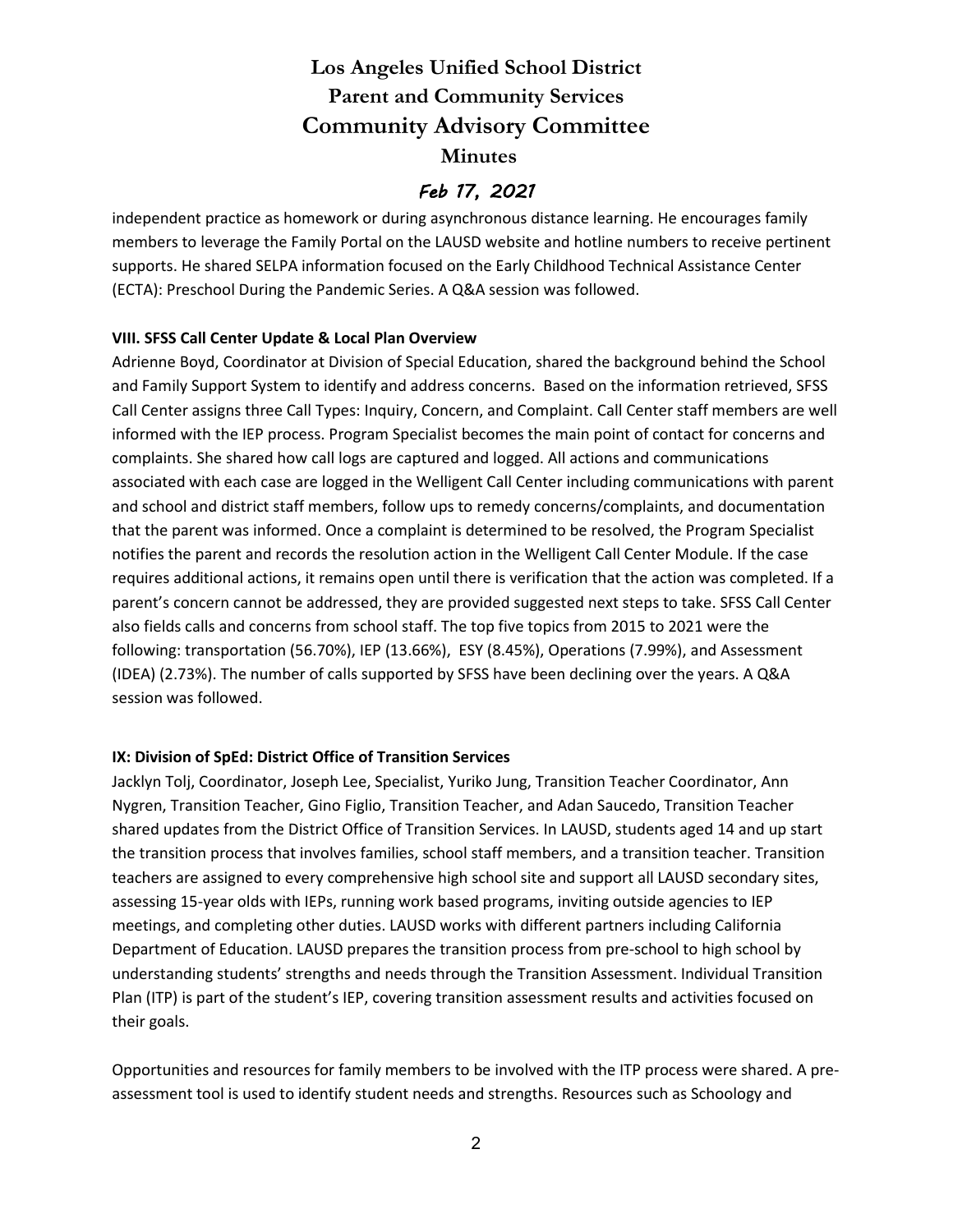independent practice as homework or during asynchronous distance learning. He encourages family members to leverage the Family Portal on the LAUSD website and hotline numbers to receive pertinent supports. He shared SELPA information focused on the Early Childhood Technical Assistance Center (ECTA): Preschool During the Pandemic Series. A Q&A session was followed.

**VIII. SFSS Call Center Update & Local Plan Overview**

Adrienne Boyd, Coordinator at Division of Special Education, shared the background behind the School and Family Support System to identify and address concerns. Based on the information retrieved, SFSS Call Center assigns three Call Types: Inquiry, Concern, and Complaint. Call Center staff members are well informed with the IEP process. Program Specialist becomes the main point of contact for concerns and complaints. She shared how call logs are captured and logged. All actions and communications associated with each case are logged in the Welligent Call Center including communications with parent and school and district staff members, follow ups to remedy concerns/complaints, and documentation that the parent was informed. Once a complaint is determined to be resolved, the Program Specialist notifies the parent and records the resolution action in the Welligent Call Center Module. If the case requires additional actions, it remains open until there is verification that the action was completed. If a parent's concern cannot be addressed, they are provided suggested next steps to take. SFSS Call Center also fields calls and concerns from school staff. The top five topics from 2015 to 2021 were the following: transportation (56.70%), IEP (13.66%), ESY (8.45%), Operations (7.99%), and Assessment (IDEA) (2.73%). The number of calls supported by SFSS have been declining over the years. A Q&A session was followed.

**IX: Division of SpEd: District Office of Transition Services**

Jacklyn Tolj, Coordinator, Joseph Lee, Specialist, Yuriko Jung, Transition Teacher Coordinator, Ann Nygren, Transition Teacher, Gino Figlio, Transition Teacher, and Adan Saucedo, Transition Teacher shared updates from the District Office of Transition Services. In LAUSD, students aged 14 and up start the transition process that involves families, school staff members, and a transition teacher. Transition teachers are assigned to every comprehensive high school site and support all LAUSD secondary sites, assessing 15-year olds with IEPs, running work based programs, inviting outside agencies to IEP meetings, and completing other duties. LAUSD works with different partners including California Department of Education. LAUSD prepares the transition process from pre-school to high school by understanding students' strengths and needs through the Transition Assessment. Individual Transition Plan (ITP) is part of the student's IEP, covering transition assessment results and activities focused on their goals.

Opportunities and resources for family members to be involved with the ITP process were shared. A pre-assessment tool is used to identify student needs and strengths. Resources such as Schoology and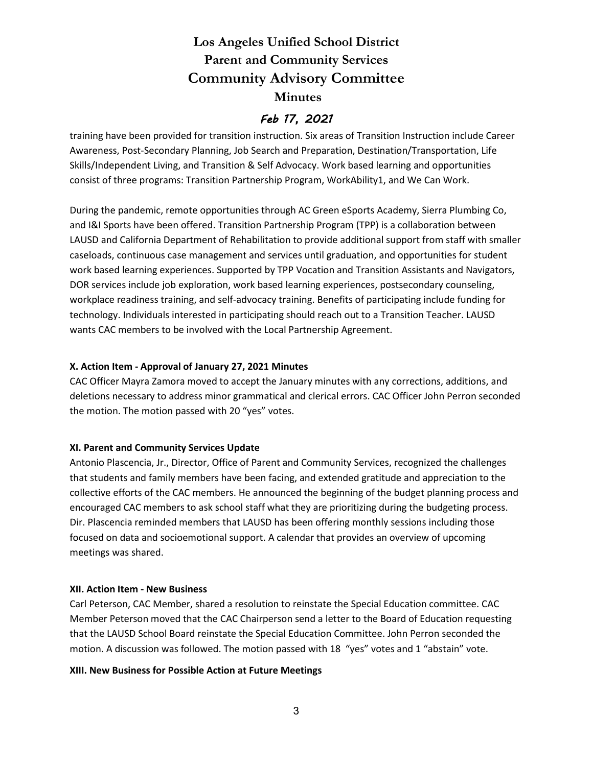training have been provided for transition instruction. Six areas of Transition Instruction include Career Awareness, Post-Secondary Planning, Job Search and Preparation, Destination/Transportation, Life Skills/Independent Living, and Transition & Self Advocacy. Work based learning and opportunities consist of three programs: Transition Partnership Program, WorkAbility1, and We Can Work.

During the pandemic, remote opportunities through AC Green eSports Academy, Sierra Plumbing Co, and I&I Sports have been offered. Transition Partnership Program (TPP) is a collaboration between LAUSD and California Department of Rehabilitation to provide additional support from staff with smaller caseloads, continuous case management and services until graduation, and opportunities for student work based learning experiences. Supported by TPP Vocation and Transition Assistants and Navigators, DOR services include job exploration, work based learning experiences, postsecondary counseling, workplace readiness training, and self-advocacy training. Benefits of participating include funding for technology. Individuals interested in participating should reach out to a Transition Teacher. LAUSD wants CAC members to be involved with the Local Partnership Agreement.

**X. Action Item - Approval of January 27, 2021 Minutes**

CAC Officer Mayra Zamora moved to accept the January minutes with any corrections, additions, and deletions necessary to address minor grammatical and clerical errors. CAC Officer John Perron seconded the motion. The motion passed with 20 "yes" votes.

**XI. Parent and Community Services Update**

Antonio Plascencia, Jr., Director, Office of Parent and Community Services, recognized the challenges that students and family members have been facing, and extended gratitude and appreciation to the collective efforts of the CAC members. He announced the beginning of the budget planning process and encouraged CAC members to ask school staff what they are prioritizing during the budgeting process. Dir. Plascencia reminded members that LAUSD has been offering monthly sessions including those focused on data and socioemotional support. A calendar that provides an overview of upcoming meetings was shared.

**XII. Action Item - New Business**

Carl Peterson, CAC Member, shared a resolution to reinstate the Special Education committee. CAC Member Peterson moved that the CAC Chairperson send a letter to the Board of Education requesting that the LAUSD School Board reinstate the Special Education Committee. John Perron seconded the motion. A discussion was followed. The motion passed with 18 "yes" votes and 1 "abstain" vote.

**XIII. New Business for Possible Action at Future Meetings**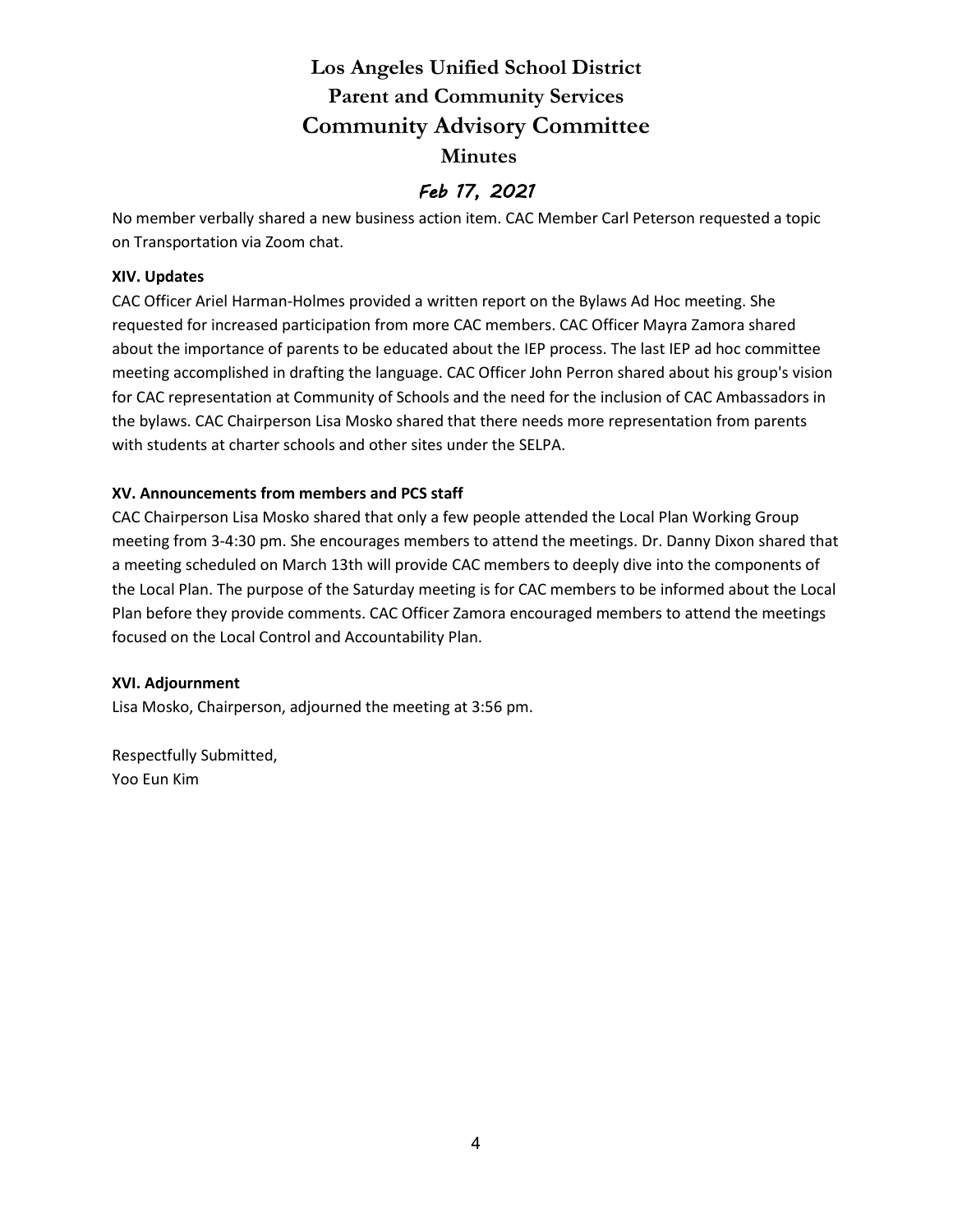No member verbally shared a new business action item. CAC Member Carl Peterson requested a topic on Transportation via Zoom chat.

**XIV. Updates**

CAC Officer Ariel Harman-Holmes provided a written report on the Bylaws Ad Hoc meeting. She requested for increased participation from more CAC members. CAC Officer Mayra Zamora shared about the importance of parents to be educated about the IEP process. The last IEP ad hoc committee meeting accomplished in drafting the language. CAC Officer John Perron shared about his group's vision for CAC representation at Community of Schools and the need for the inclusion of CAC Ambassadors in the bylaws. CAC Chairperson Lisa Mosko shared that there needs more representation from parents with students at charter schools and other sites under the SELPA.

**XV. Announcements from members and PCS staff**

CAC Chairperson Lisa Mosko shared that only a few people attended the Local Plan Working Group meeting from 3-4:30 pm. She encourages members to attend the meetings. Dr. Danny Dixon shared that a meeting scheduled on March 13th will provide CAC members to deeply dive into the components of the Local Plan. The purpose of the Saturday meeting is for CAC members to be informed about the Local Plan before they provide comments. CAC Officer Zamora encouraged members to attend the meetings focused on the Local Control and Accountability Plan.

**XVI. Adjournment**

Lisa Mosko, Chairperson, adjourned the meeting at 3:56 pm.

Respectfully Submitted,
Yoo Eun Kim